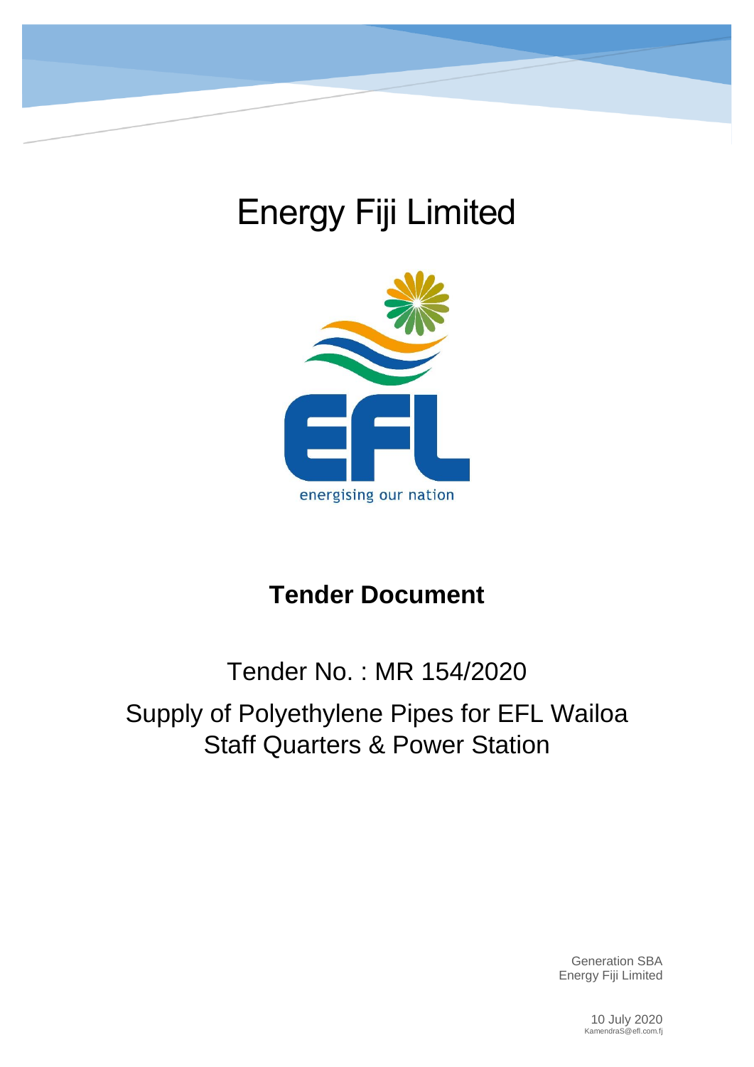# Energy Fiji Limited

energising our nation

## Tender Document

Tender No. : MR 154/2020

Supply of Polyethylene Pipes for EFL Wailoa Staff Quarters & Power Station

Generation SBA
Energy Fiji Limited

10 July 2020
KamendraS@efl.com.fj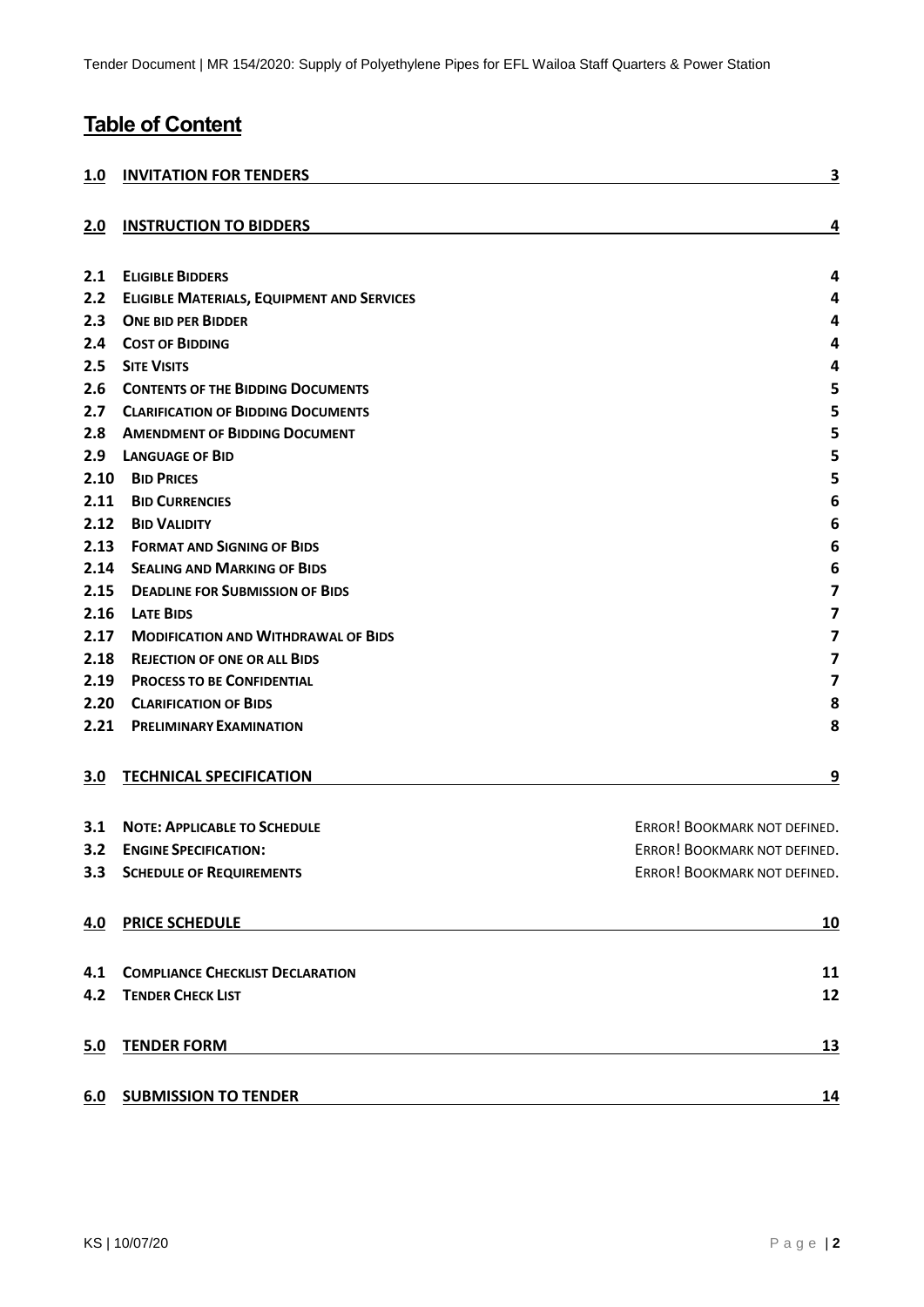# Table of Content

| | | |
|---|---|---|
| **1.0** | **INVITATION FOR TENDERS** | **3** |
| **2.0** | **INSTRUCTION TO BIDDERS** | **4** |
| **2.1** | **ELIGIBLE BIDDERS** | **4** |
| **2.2** | **ELIGIBLE MATERIALS, EQUIPMENT AND SERVICES** | **4** |
| **2.3** | **ONE BID PER BIDDER** | **4** |
| **2.4** | **COST OF BIDDING** | **4** |
| **2.5** | **SITE VISITS** | **4** |
| **2.6** | **CONTENTS OF THE BIDDING DOCUMENTS** | **5** |
| **2.7** | **CLARIFICATION OF BIDDING DOCUMENTS** | **5** |
| **2.8** | **AMENDMENT OF BIDDING DOCUMENT** | **5** |
| **2.9** | **LANGUAGE OF BID** | **5** |
| **2.10** | **BID PRICES** | **5** |
| **2.11** | **BID CURRENCIES** | **6** |
| **2.12** | **BID VALIDITY** | **6** |
| **2.13** | **FORMAT AND SIGNING OF BIDS** | **6** |
| **2.14** | **SEALING AND MARKING OF BIDS** | **6** |
| **2.15** | **DEADLINE FOR SUBMISSION OF BIDS** | **7** |
| **2.16** | **LATE BIDS** | **7** |
| **2.17** | **MODIFICATION AND WITHDRAWAL OF BIDS** | **7** |
| **2.18** | **REJECTION OF ONE OR ALL BIDS** | **7** |
| **2.19** | **PROCESS TO BE CONFIDENTIAL** | **7** |
| **2.20** | **CLARIFICATION OF BIDS** | **8** |
| **2.21** | **PRELIMINARY EXAMINATION** | **8** |
| **3.0** | **TECHNICAL SPECIFICATION** | **9** |
| **3.1** | **NOTE: APPLICABLE TO SCHEDULE** | ERROR! BOOKMARK NOT DEFINED. |
| **3.2** | **ENGINE SPECIFICATION:** | ERROR! BOOKMARK NOT DEFINED. |
| **3.3** | **SCHEDULE OF REQUIREMENTS** | ERROR! BOOKMARK NOT DEFINED. |
| **4.0** | **PRICE SCHEDULE** | **10** |
| **4.1** | **COMPLIANCE CHECKLIST DECLARATION** | **11** |
| **4.2** | **TENDER CHECK LIST** | **12** |
| **5.0** | **TENDER FORM** | **13** |
| **6.0** | **SUBMISSION TO TENDER** | **14** |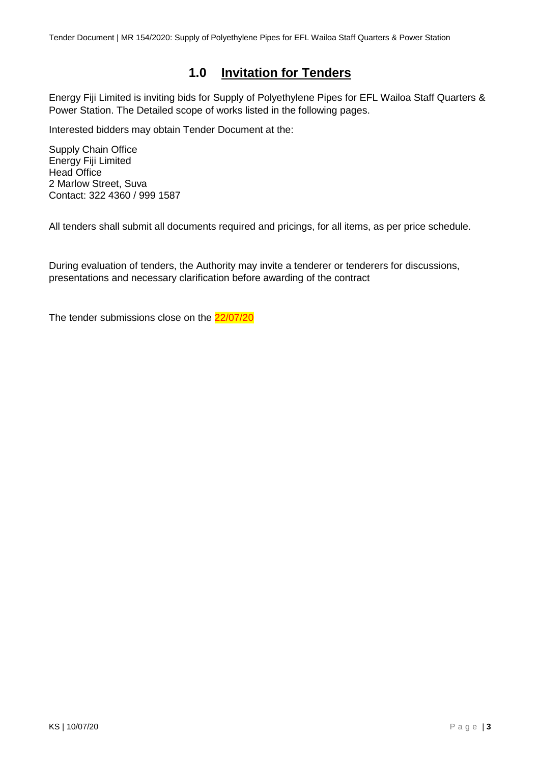## 1.0 Invitation for Tenders

Energy Fiji Limited is inviting bids for Supply of Polyethylene Pipes for EFL Wailoa Staff Quarters & Power Station. The Detailed scope of works listed in the following pages.

Interested bidders may obtain Tender Document at the:

Supply Chain Office
Energy Fiji Limited
Head Office
2 Marlow Street, Suva
Contact: 322 4360 / 999 1587

All tenders shall submit all documents required and pricings, for all items, as per price schedule.

During evaluation of tenders, the Authority may invite a tenderer or tenderers for discussions, presentations and necessary clarification before awarding of the contract

The tender submissions close on the 22/07/20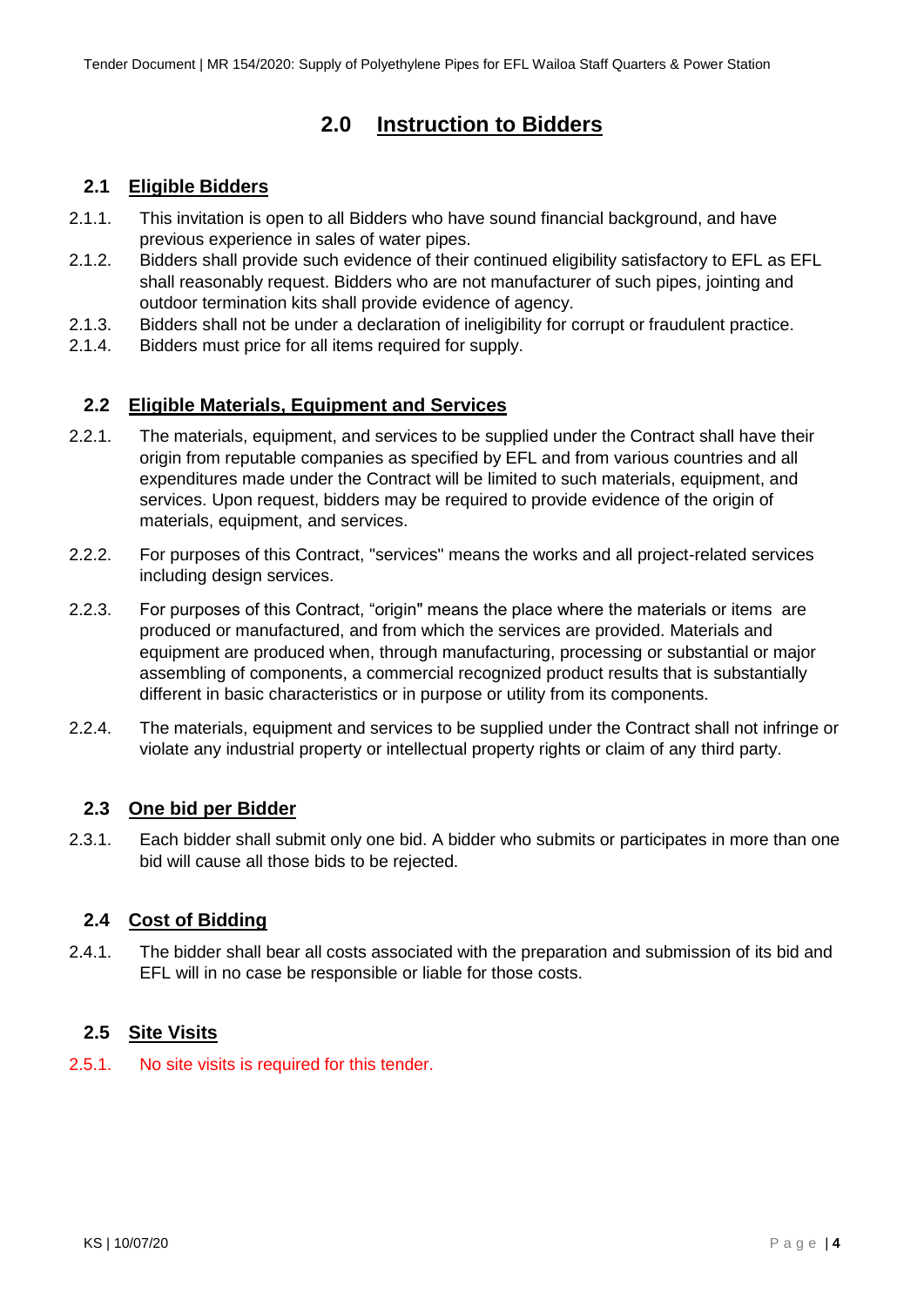# 2.0 Instruction to Bidders

## 2.1 Eligible Bidders

2.1.1. This invitation is open to all Bidders who have sound financial background, and have previous experience in sales of water pipes.

2.1.2. Bidders shall provide such evidence of their continued eligibility satisfactory to EFL as EFL shall reasonably request. Bidders who are not manufacturer of such pipes, jointing and outdoor termination kits shall provide evidence of agency.

2.1.3. Bidders shall not be under a declaration of ineligibility for corrupt or fraudulent practice.

2.1.4. Bidders must price for all items required for supply.

## 2.2 Eligible Materials, Equipment and Services

2.2.1. The materials, equipment, and services to be supplied under the Contract shall have their origin from reputable companies as specified by EFL and from various countries and all expenditures made under the Contract will be limited to such materials, equipment, and services. Upon request, bidders may be required to provide evidence of the origin of materials, equipment, and services.

2.2.2. For purposes of this Contract, "services" means the works and all project-related services including design services.

2.2.3. For purposes of this Contract, "origin" means the place where the materials or items are produced or manufactured, and from which the services are provided. Materials and equipment are produced when, through manufacturing, processing or substantial or major assembling of components, a commercial recognized product results that is substantially different in basic characteristics or in purpose or utility from its components.

2.2.4. The materials, equipment and services to be supplied under the Contract shall not infringe or violate any industrial property or intellectual property rights or claim of any third party.

## 2.3 One bid per Bidder

2.3.1. Each bidder shall submit only one bid. A bidder who submits or participates in more than one bid will cause all those bids to be rejected.

## 2.4 Cost of Bidding

2.4.1. The bidder shall bear all costs associated with the preparation and submission of its bid and EFL will in no case be responsible or liable for those costs.

## 2.5 Site Visits

2.5.1. No site visits is required for this tender.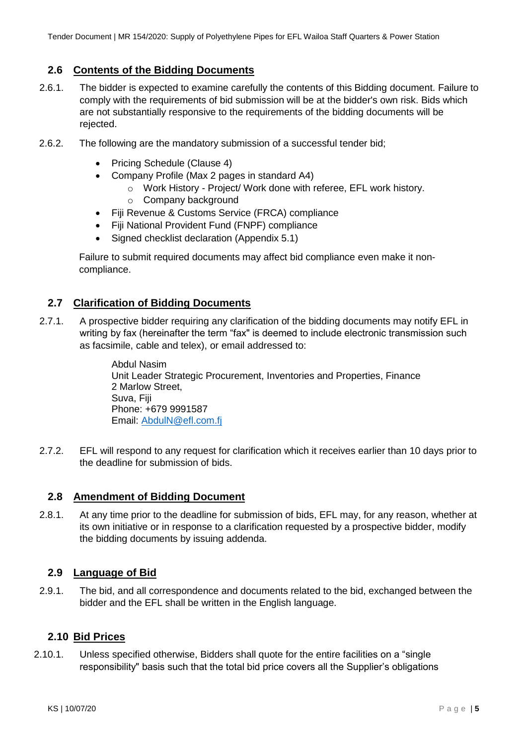## 2.6 Contents of the Bidding Documents

2.6.1. The bidder is expected to examine carefully the contents of this Bidding document. Failure to comply with the requirements of bid submission will be at the bidder's own risk. Bids which are not substantially responsive to the requirements of the bidding documents will be rejected.

2.6.2. The following are the mandatory submission of a successful tender bid;

- Pricing Schedule (Clause 4)
- Company Profile (Max 2 pages in standard A4)
  - Work History - Project/ Work done with referee, EFL work history.
  - Company background
- Fiji Revenue & Customs Service (FRCA) compliance
- Fiji National Provident Fund (FNPF) compliance
- Signed checklist declaration (Appendix 5.1)

Failure to submit required documents may affect bid compliance even make it non-compliance.

## 2.7 Clarification of Bidding Documents

2.7.1. A prospective bidder requiring any clarification of the bidding documents may notify EFL in writing by fax (hereinafter the term "fax" is deemed to include electronic transmission such as facsimile, cable and telex), or email addressed to:

Abdul Nasim
Unit Leader Strategic Procurement, Inventories and Properties, Finance
2 Marlow Street,
Suva, Fiji
Phone: +679 9991587
Email: AbdulN@efl.com.fj

2.7.2. EFL will respond to any request for clarification which it receives earlier than 10 days prior to the deadline for submission of bids.

## 2.8 Amendment of Bidding Document

2.8.1. At any time prior to the deadline for submission of bids, EFL may, for any reason, whether at its own initiative or in response to a clarification requested by a prospective bidder, modify the bidding documents by issuing addenda.

## 2.9 Language of Bid

2.9.1. The bid, and all correspondence and documents related to the bid, exchanged between the bidder and the EFL shall be written in the English language.

## 2.10 Bid Prices

2.10.1. Unless specified otherwise, Bidders shall quote for the entire facilities on a "single responsibility" basis such that the total bid price covers all the Supplier's obligations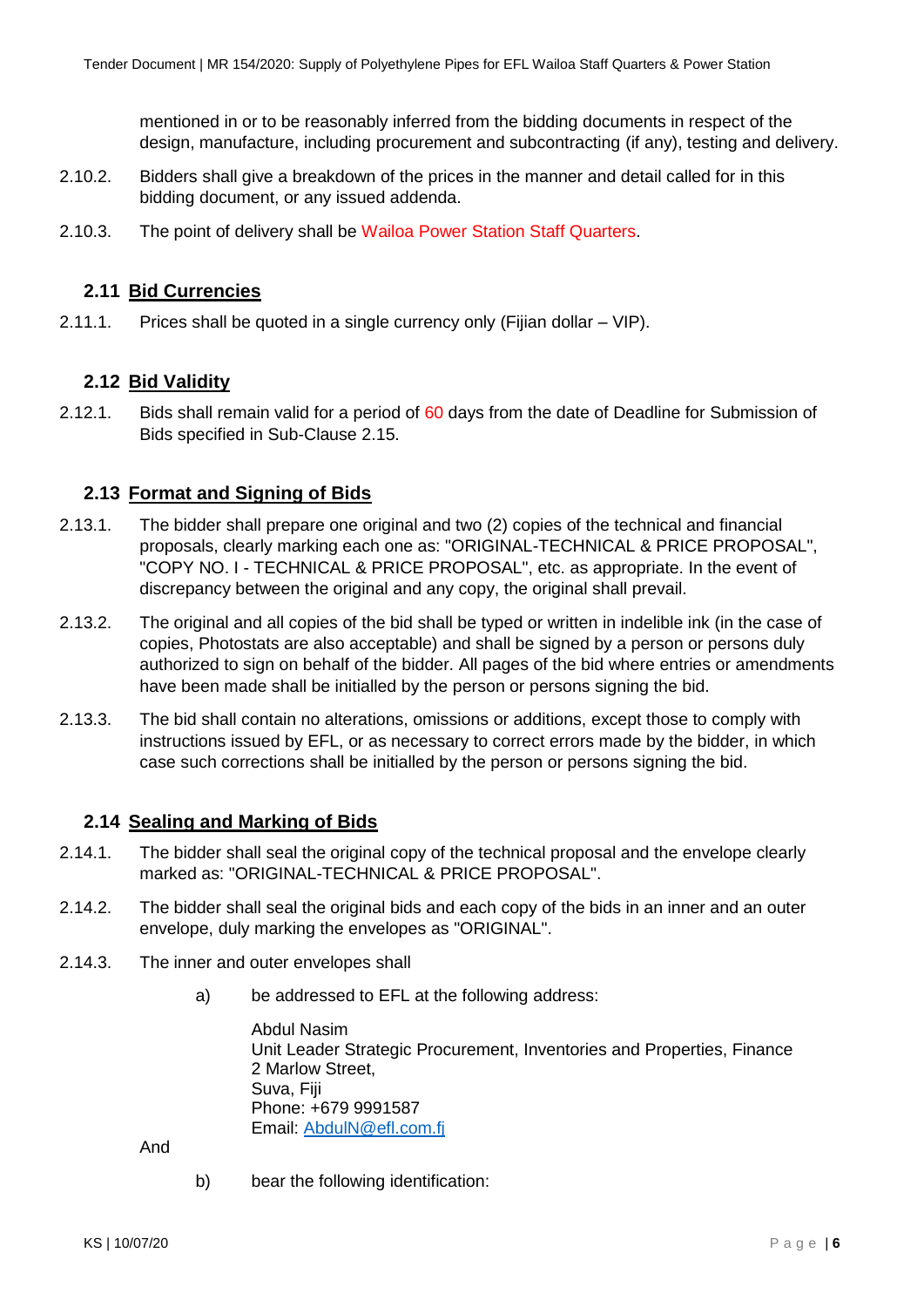mentioned in or to be reasonably inferred from the bidding documents in respect of the design, manufacture, including procurement and subcontracting (if any), testing and delivery.

2.10.2. Bidders shall give a breakdown of the prices in the manner and detail called for in this bidding document, or any issued addenda.

2.10.3. The point of delivery shall be Wailoa Power Station Staff Quarters.

## 2.11 Bid Currencies

2.11.1. Prices shall be quoted in a single currency only (Fijian dollar – VIP).

## 2.12 Bid Validity

2.12.1. Bids shall remain valid for a period of 60 days from the date of Deadline for Submission of Bids specified in Sub-Clause 2.15.

## 2.13 Format and Signing of Bids

2.13.1. The bidder shall prepare one original and two (2) copies of the technical and financial proposals, clearly marking each one as: "ORIGINAL-TECHNICAL & PRICE PROPOSAL", "COPY NO. I - TECHNICAL & PRICE PROPOSAL", etc. as appropriate. In the event of discrepancy between the original and any copy, the original shall prevail.

2.13.2. The original and all copies of the bid shall be typed or written in indelible ink (in the case of copies, Photostats are also acceptable) and shall be signed by a person or persons duly authorized to sign on behalf of the bidder. All pages of the bid where entries or amendments have been made shall be initialled by the person or persons signing the bid.

2.13.3. The bid shall contain no alterations, omissions or additions, except those to comply with instructions issued by EFL, or as necessary to correct errors made by the bidder, in which case such corrections shall be initialled by the person or persons signing the bid.

## 2.14 Sealing and Marking of Bids

2.14.1. The bidder shall seal the original copy of the technical proposal and the envelope clearly marked as: "ORIGINAL-TECHNICAL & PRICE PROPOSAL".

2.14.2. The bidder shall seal the original bids and each copy of the bids in an inner and an outer envelope, duly marking the envelopes as "ORIGINAL".

2.14.3. The inner and outer envelopes shall

a) be addressed to EFL at the following address:

Abdul Nasim
Unit Leader Strategic Procurement, Inventories and Properties, Finance
2 Marlow Street,
Suva, Fiji
Phone: +679 9991587
Email: AbdulN@efl.com.fj

And

b) bear the following identification: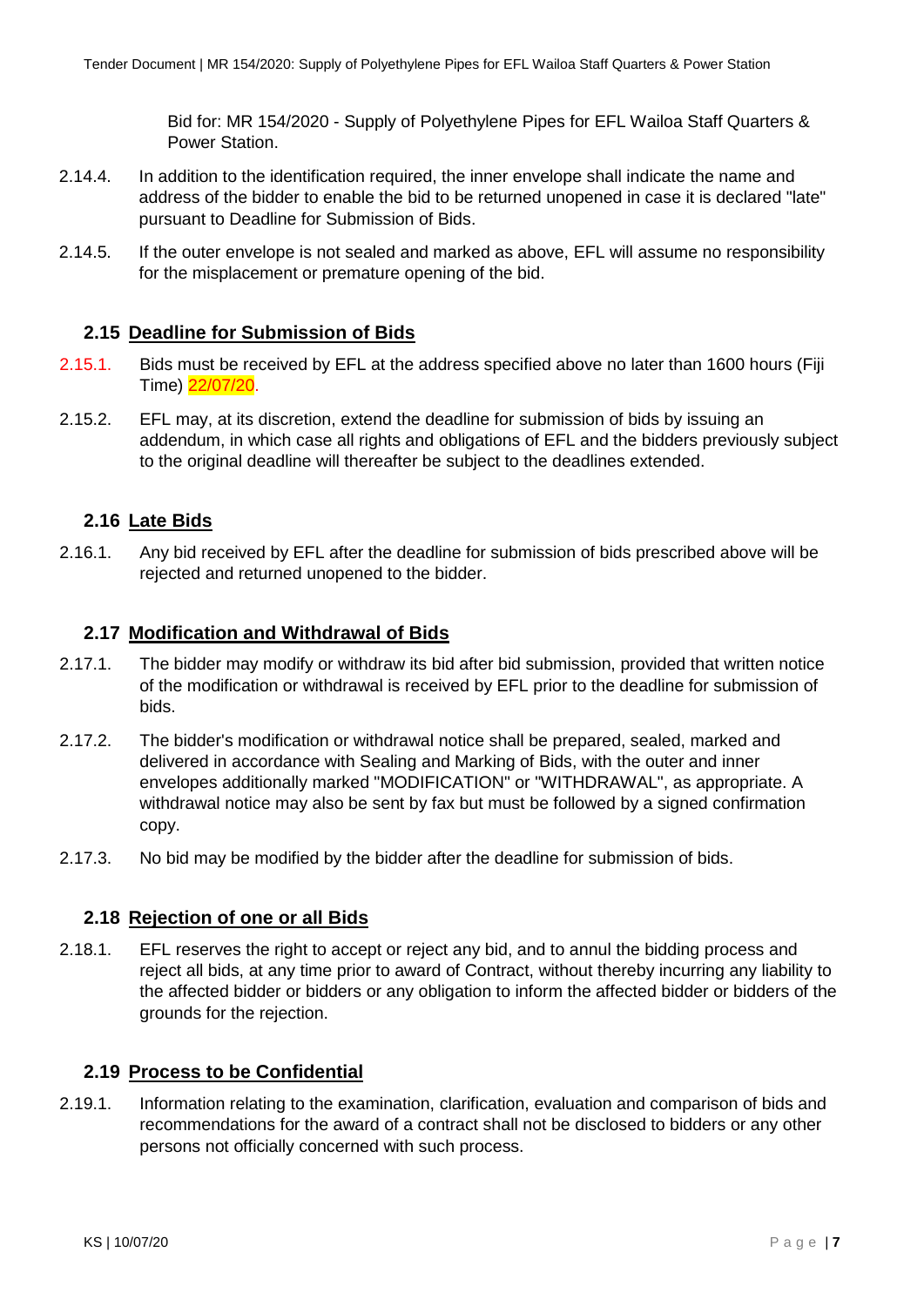Bid for: MR 154/2020 - Supply of Polyethylene Pipes for EFL Wailoa Staff Quarters & Power Station.

2.14.4. In addition to the identification required, the inner envelope shall indicate the name and address of the bidder to enable the bid to be returned unopened in case it is declared "late" pursuant to Deadline for Submission of Bids.

2.14.5. If the outer envelope is not sealed and marked as above, EFL will assume no responsibility for the misplacement or premature opening of the bid.

## 2.15 Deadline for Submission of Bids

2.15.1. Bids must be received by EFL at the address specified above no later than 1600 hours (Fiji Time) 22/07/20.

2.15.2. EFL may, at its discretion, extend the deadline for submission of bids by issuing an addendum, in which case all rights and obligations of EFL and the bidders previously subject to the original deadline will thereafter be subject to the deadlines extended.

## 2.16 Late Bids

2.16.1. Any bid received by EFL after the deadline for submission of bids prescribed above will be rejected and returned unopened to the bidder.

## 2.17 Modification and Withdrawal of Bids

2.17.1. The bidder may modify or withdraw its bid after bid submission, provided that written notice of the modification or withdrawal is received by EFL prior to the deadline for submission of bids.

2.17.2. The bidder's modification or withdrawal notice shall be prepared, sealed, marked and delivered in accordance with Sealing and Marking of Bids, with the outer and inner envelopes additionally marked "MODIFICATION" or "WITHDRAWAL", as appropriate. A withdrawal notice may also be sent by fax but must be followed by a signed confirmation copy.

2.17.3. No bid may be modified by the bidder after the deadline for submission of bids.

## 2.18 Rejection of one or all Bids

2.18.1. EFL reserves the right to accept or reject any bid, and to annul the bidding process and reject all bids, at any time prior to award of Contract, without thereby incurring any liability to the affected bidder or bidders or any obligation to inform the affected bidder or bidders of the grounds for the rejection.

## 2.19 Process to be Confidential

2.19.1. Information relating to the examination, clarification, evaluation and comparison of bids and recommendations for the award of a contract shall not be disclosed to bidders or any other persons not officially concerned with such process.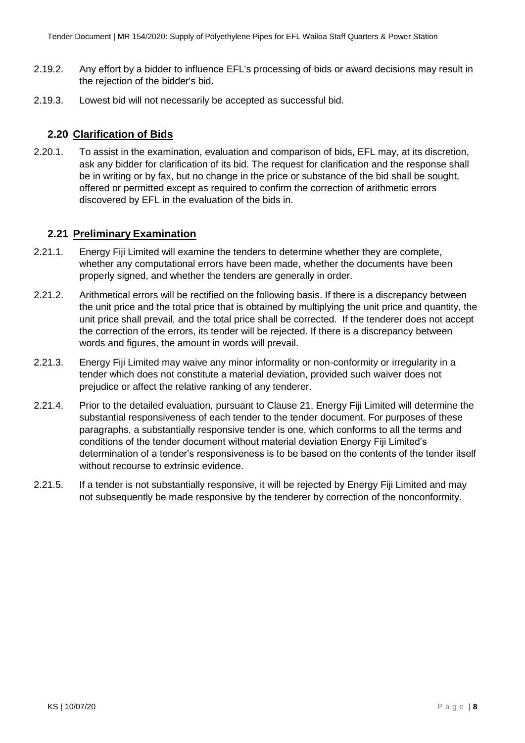2.19.2. Any effort by a bidder to influence EFL's processing of bids or award decisions may result in the rejection of the bidder's bid.

2.19.3. Lowest bid will not necessarily be accepted as successful bid.

## 2.20 Clarification of Bids

2.20.1. To assist in the examination, evaluation and comparison of bids, EFL may, at its discretion, ask any bidder for clarification of its bid. The request for clarification and the response shall be in writing or by fax, but no change in the price or substance of the bid shall be sought, offered or permitted except as required to confirm the correction of arithmetic errors discovered by EFL in the evaluation of the bids in.

## 2.21 Preliminary Examination

2.21.1. Energy Fiji Limited will examine the tenders to determine whether they are complete, whether any computational errors have been made, whether the documents have been properly signed, and whether the tenders are generally in order.

2.21.2. Arithmetical errors will be rectified on the following basis. If there is a discrepancy between the unit price and the total price that is obtained by multiplying the unit price and quantity, the unit price shall prevail, and the total price shall be corrected. If the tenderer does not accept the correction of the errors, its tender will be rejected. If there is a discrepancy between words and figures, the amount in words will prevail.

2.21.3. Energy Fiji Limited may waive any minor informality or non-conformity or irregularity in a tender which does not constitute a material deviation, provided such waiver does not prejudice or affect the relative ranking of any tenderer.

2.21.4. Prior to the detailed evaluation, pursuant to Clause 21, Energy Fiji Limited will determine the substantial responsiveness of each tender to the tender document. For purposes of these paragraphs, a substantially responsive tender is one, which conforms to all the terms and conditions of the tender document without material deviation Energy Fiji Limited's determination of a tender's responsiveness is to be based on the contents of the tender itself without recourse to extrinsic evidence.

2.21.5. If a tender is not substantially responsive, it will be rejected by Energy Fiji Limited and may not subsequently be made responsive by the tenderer by correction of the nonconformity.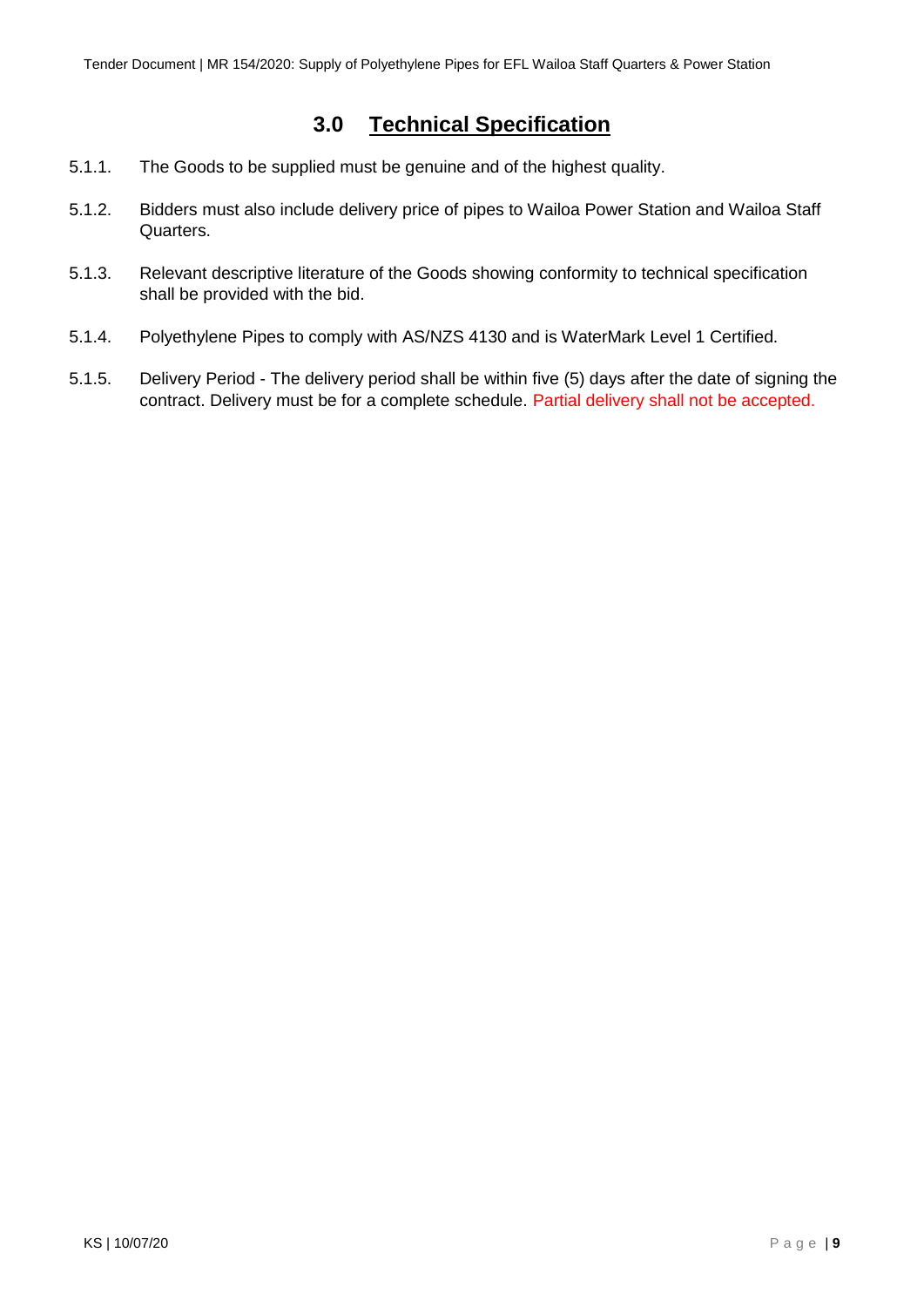## 3.0 Technical Specification

5.1.1. The Goods to be supplied must be genuine and of the highest quality.

5.1.2. Bidders must also include delivery price of pipes to Wailoa Power Station and Wailoa Staff Quarters.

5.1.3. Relevant descriptive literature of the Goods showing conformity to technical specification shall be provided with the bid.

5.1.4. Polyethylene Pipes to comply with AS/NZS 4130 and is WaterMark Level 1 Certified.

5.1.5. Delivery Period - The delivery period shall be within five (5) days after the date of signing the contract. Delivery must be for a complete schedule. Partial delivery shall not be accepted.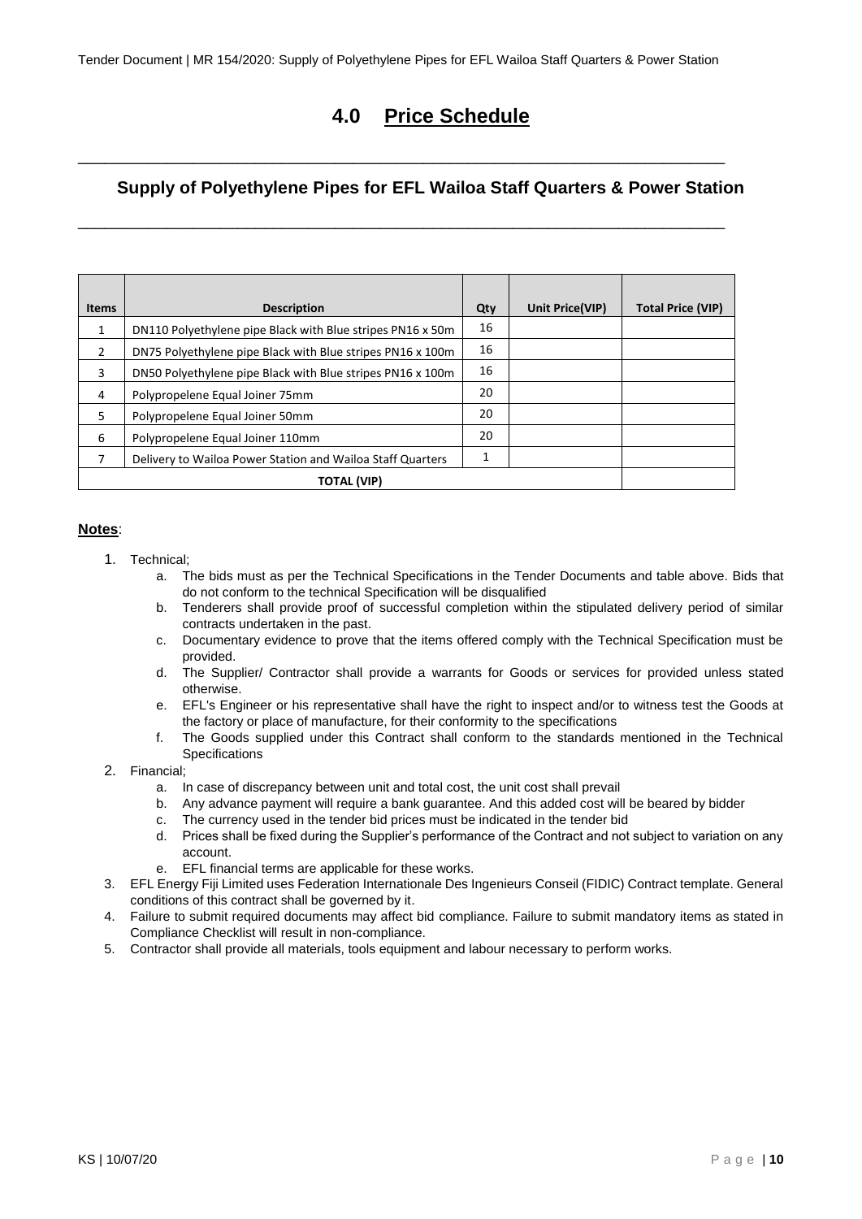# 4.0 Price Schedule

---

## Supply of Polyethylene Pipes for EFL Wailoa Staff Quarters & Power Station

---

| Items | Description | Qty | Unit Price(VIP) | Total Price (VIP) |
|---|---|---|---|---|
| 1 | DN110 Polyethylene pipe Black with Blue stripes PN16 x 50m | 16 | | |
| 2 | DN75 Polyethylene pipe Black with Blue stripes PN16 x 100m | 16 | | |
| 3 | DN50 Polyethylene pipe Black with Blue stripes PN16 x 100m | 16 | | |
| 4 | Polypropelene Equal Joiner 75mm | 20 | | |
| 5 | Polypropelene Equal Joiner 50mm | 20 | | |
| 6 | Polypropelene Equal Joiner 110mm | 20 | | |
| 7 | Delivery to Wailoa Power Station and Wailoa Staff Quarters | 1 | | |
| **TOTAL (VIP)** | | | | |

**Notes**:

1. Technical;
   a. The bids must as per the Technical Specifications in the Tender Documents and table above. Bids that do not conform to the technical Specification will be disqualified
   b. Tenderers shall provide proof of successful completion within the stipulated delivery period of similar contracts undertaken in the past.
   c. Documentary evidence to prove that the items offered comply with the Technical Specification must be provided.
   d. The Supplier/ Contractor shall provide a warrants for Goods or services for provided unless stated otherwise.
   e. EFL's Engineer or his representative shall have the right to inspect and/or to witness test the Goods at the factory or place of manufacture, for their conformity to the specifications
   f. The Goods supplied under this Contract shall conform to the standards mentioned in the Technical Specifications
2. Financial;
   a. In case of discrepancy between unit and total cost, the unit cost shall prevail
   b. Any advance payment will require a bank guarantee. And this added cost will be beared by bidder
   c. The currency used in the tender bid prices must be indicated in the tender bid
   d. Prices shall be fixed during the Supplier's performance of the Contract and not subject to variation on any account.
   e. EFL financial terms are applicable for these works.
3. EFL Energy Fiji Limited uses Federation Internationale Des Ingenieurs Conseil (FIDIC) Contract template. General conditions of this contract shall be governed by it.
4. Failure to submit required documents may affect bid compliance. Failure to submit mandatory items as stated in Compliance Checklist will result in non-compliance.
5. Contractor shall provide all materials, tools equipment and labour necessary to perform works.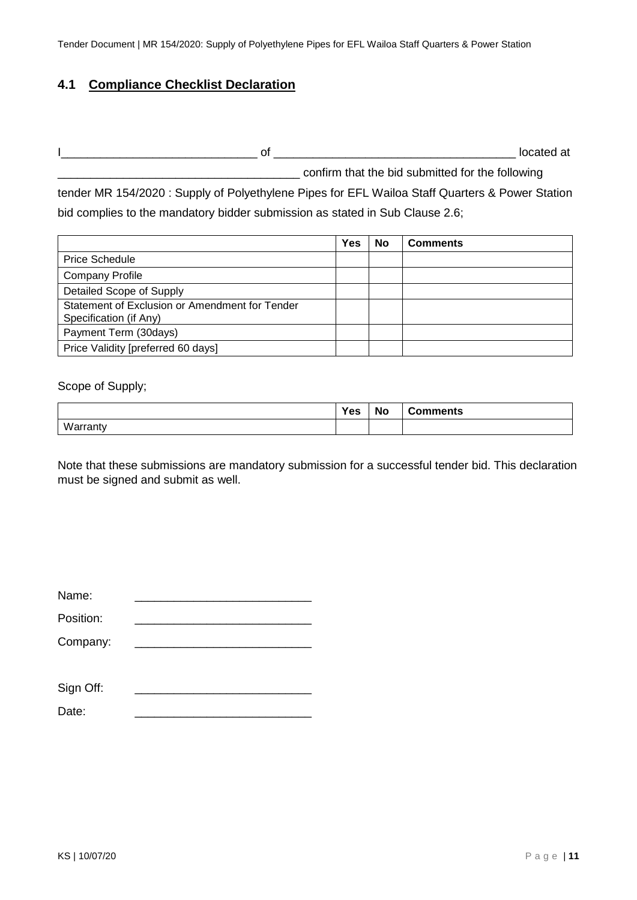## 4.1 Compliance Checklist Declaration

I______________________________ of ____________________________________ located at ____________________________________ confirm that the bid submitted for the following tender MR 154/2020 : Supply of Polyethylene Pipes for EFL Wailoa Staff Quarters & Power Station bid complies to the mandatory bidder submission as stated in Sub Clause 2.6;

| | Yes | No | Comments |
|---|---|---|---|
| Price Schedule | | | |
| Company Profile | | | |
| Detailed Scope of Supply | | | |
| Statement of Exclusion or Amendment for Tender Specification (if Any) | | | |
| Payment Term (30days) | | | |
| Price Validity [preferred 60 days] | | | |

Scope of Supply;

| | Yes | No | Comments |
|---|---|---|---|
| Warranty | | | |

Note that these submissions are mandatory submission for a successful tender bid. This declaration must be signed and submit as well.

Name: ___________________________

Position: ___________________________

Company: ___________________________

Sign Off: ___________________________

Date: ___________________________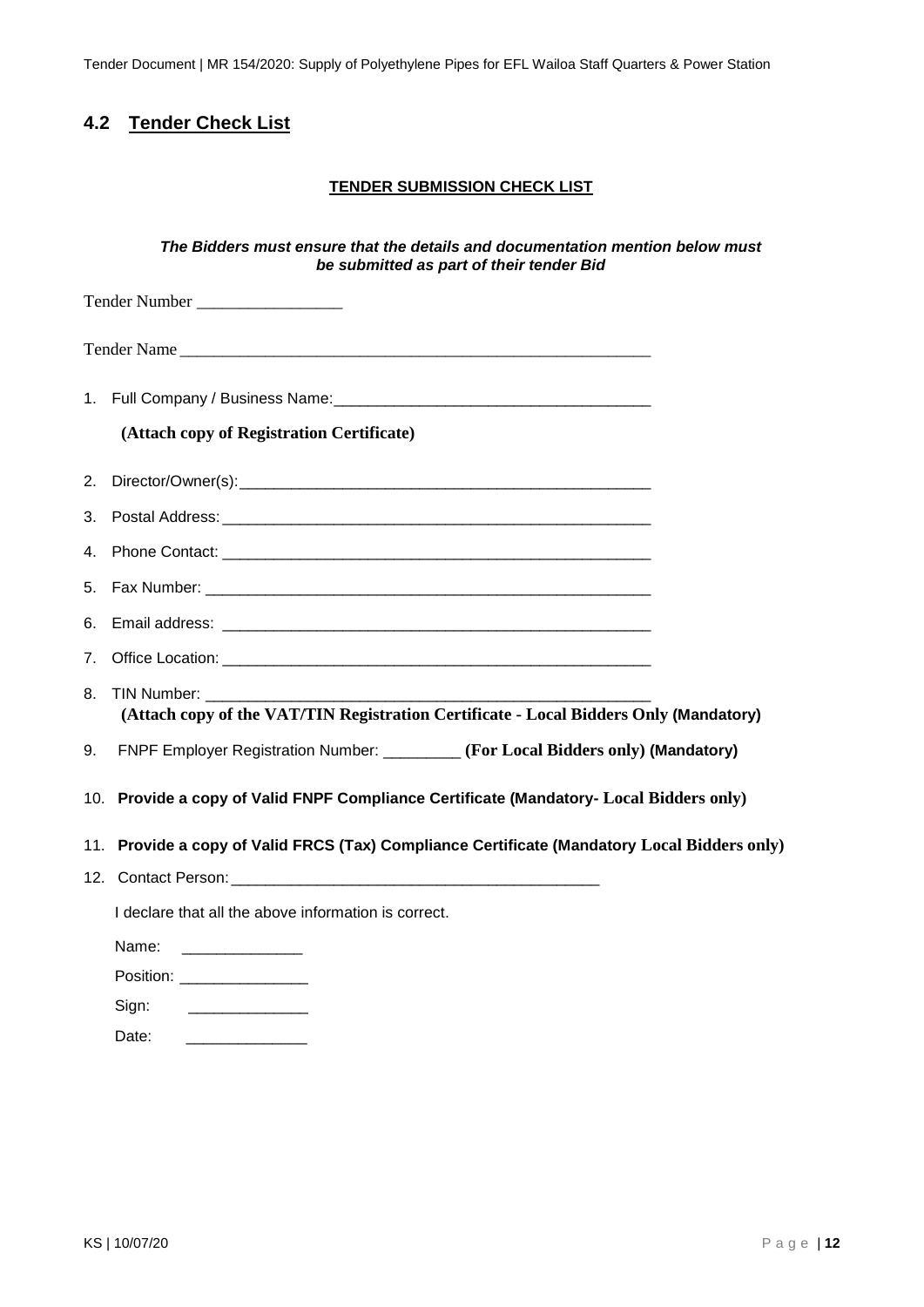## 4.2 Tender Check List

**TENDER SUBMISSION CHECK LIST**

***The Bidders must ensure that the details and documentation mention below must be submitted as part of their tender Bid***

Tender Number _________________

Tender Name ________________________________________________________

1. Full Company / Business Name: ____________________________________

   **(Attach copy of Registration Certificate)**

2. Director/Owner(s): _______________________________________________
3. Postal Address: _________________________________________________
4. Phone Contact: _________________________________________________
5. Fax Number: ____________________________________________________
6. Email address: __________________________________________________
7. Office Location: _________________________________________________
8. TIN Number: ____________________________________________________

   **(Attach copy of the VAT/TIN Registration Certificate - Local Bidders Only (Mandatory)**

9. FNPF Employer Registration Number: _________ **(For Local Bidders only) (Mandatory)**
10. **Provide a copy of Valid FNPF Compliance Certificate (Mandatory- Local Bidders only)**
11. **Provide a copy of Valid FRCS (Tax) Compliance Certificate (Mandatory Local Bidders only)**
12. Contact Person: ___________________________________________

I declare that all the above information is correct.

Name: ______________

Position: _______________

Sign: ______________

Date: ______________

KS | 10/07/20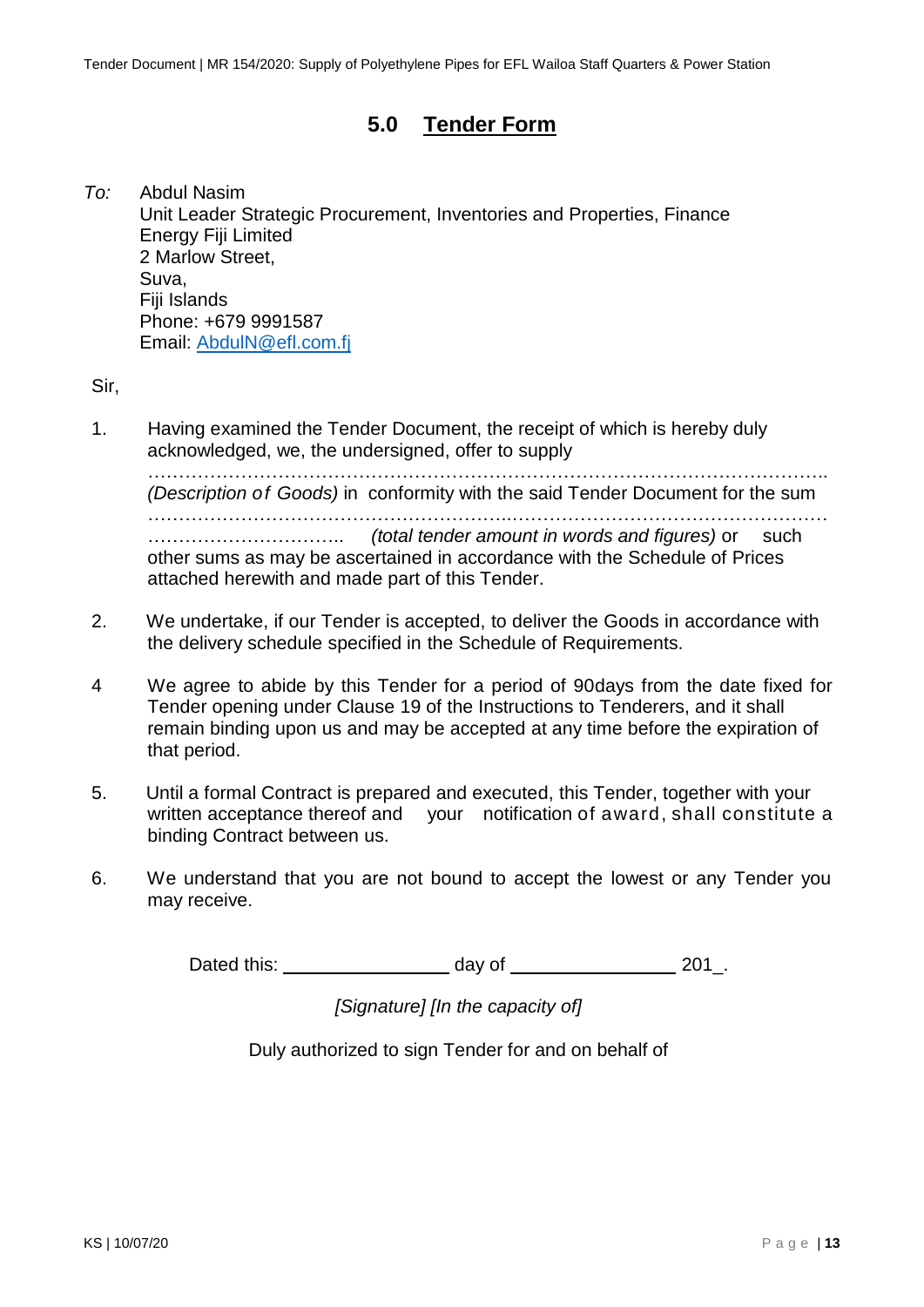## 5.0 Tender Form

*To:* Abdul Nasim
Unit Leader Strategic Procurement, Inventories and Properties, Finance
Energy Fiji Limited
2 Marlow Street,
Suva,
Fiji Islands
Phone: +679 9991587
Email: AbdulN@efl.com.fj

Sir,

1. Having examined the Tender Document, the receipt of which is hereby duly acknowledged, we, the undersigned, offer to supply ……………………………………………………………………………………………….. *(Description of Goods)* in conformity with the said Tender Document for the sum …………………………………………………..……………………………………………… ………………………….. *(total tender amount in words and figures)* or such other sums as may be ascertained in accordance with the Schedule of Prices attached herewith and made part of this Tender.

2. We undertake, if our Tender is accepted, to deliver the Goods in accordance with the delivery schedule specified in the Schedule of Requirements.

4 We agree to abide by this Tender for a period of 90days from the date fixed for Tender opening under Clause 19 of the Instructions to Tenderers, and it shall remain binding upon us and may be accepted at any time before the expiration of that period.

5. Until a formal Contract is prepared and executed, this Tender, together with your written acceptance thereof and your notification of award, shall constitute a binding Contract between us.

6. We understand that you are not bound to accept the lowest or any Tender you may receive.

Dated this: ________________ day of ________________ 201_.

*[Signature] [In the capacity of]*

Duly authorized to sign Tender for and on behalf of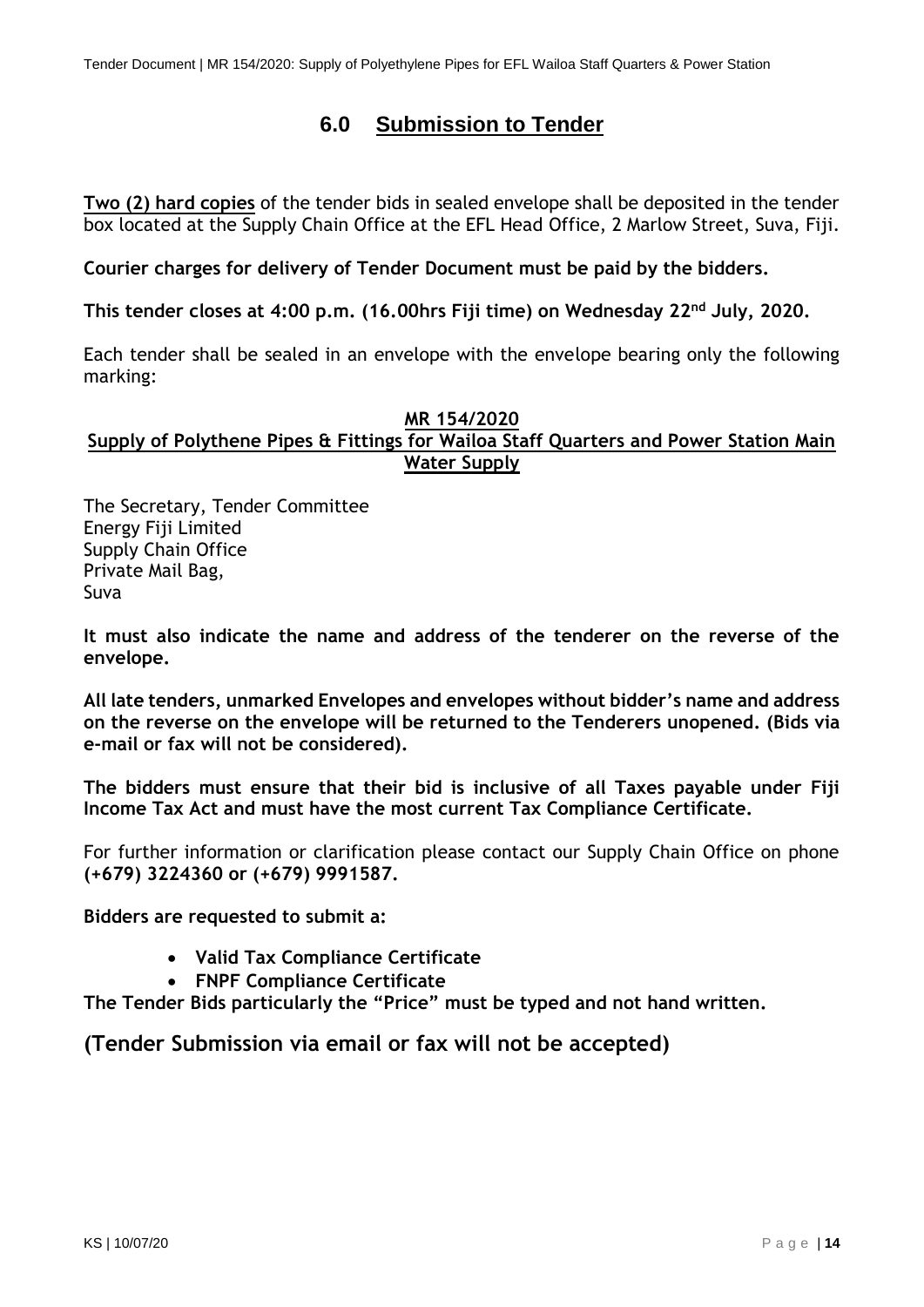# 6.0 Submission to Tender

**Two (2) hard copies** of the tender bids in sealed envelope shall be deposited in the tender box located at the Supply Chain Office at the EFL Head Office, 2 Marlow Street, Suva, Fiji.

**Courier charges for delivery of Tender Document must be paid by the bidders.**

**This tender closes at 4:00 p.m. (16.00hrs Fiji time) on Wednesday 22nd July, 2020.**

Each tender shall be sealed in an envelope with the envelope bearing only the following marking:

**MR 154/2020**
**Supply of Polythene Pipes & Fittings for Wailoa Staff Quarters and Power Station Main Water Supply**

The Secretary, Tender Committee
Energy Fiji Limited
Supply Chain Office
Private Mail Bag,
Suva

**It must also indicate the name and address of the tenderer on the reverse of the envelope.**

**All late tenders, unmarked Envelopes and envelopes without bidder's name and address on the reverse on the envelope will be returned to the Tenderers unopened. (Bids via e-mail or fax will not be considered).**

**The bidders must ensure that their bid is inclusive of all Taxes payable under Fiji Income Tax Act and must have the most current Tax Compliance Certificate.**

For further information or clarification please contact our Supply Chain Office on phone **(+679) 3224360 or (+679) 9991587.**

**Bidders are requested to submit a:**

- **Valid Tax Compliance Certificate**
- **FNPF Compliance Certificate**

**The Tender Bids particularly the "Price" must be typed and not hand written.**

**(Tender Submission via email or fax will not be accepted)**